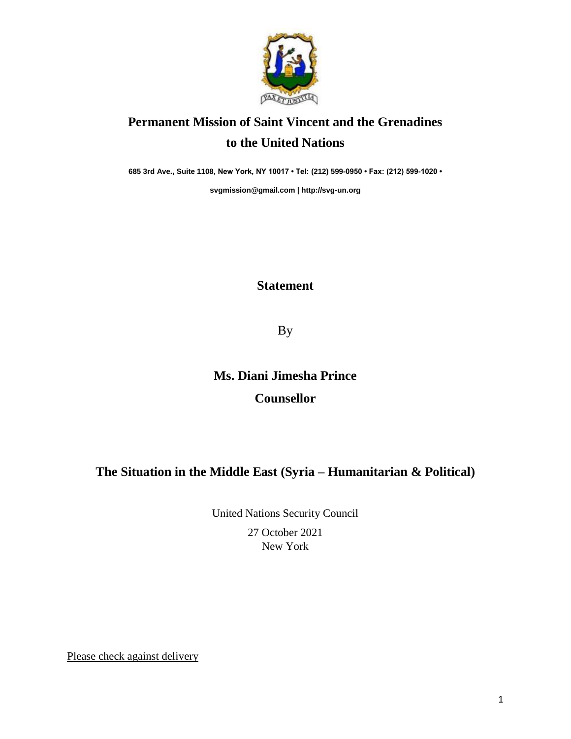# Permanent Mission of Saint Vincent and the Grenadines to the United Nations

**685 3rd Ave., Suite 1108, New York, NY 10017 • Tel: (212) 599-0950 • Fax: (212) 599-1020 •**

**svgmission@gmail.com | http://svg-un.org**

## Statement

By

**Ms. Diani Jimesha Prince**

**Counsellor**

## The Situation in the Middle East (Syria – Humanitarian & Political)

United Nations Security Council

27 October 2021

New York

Please check against delivery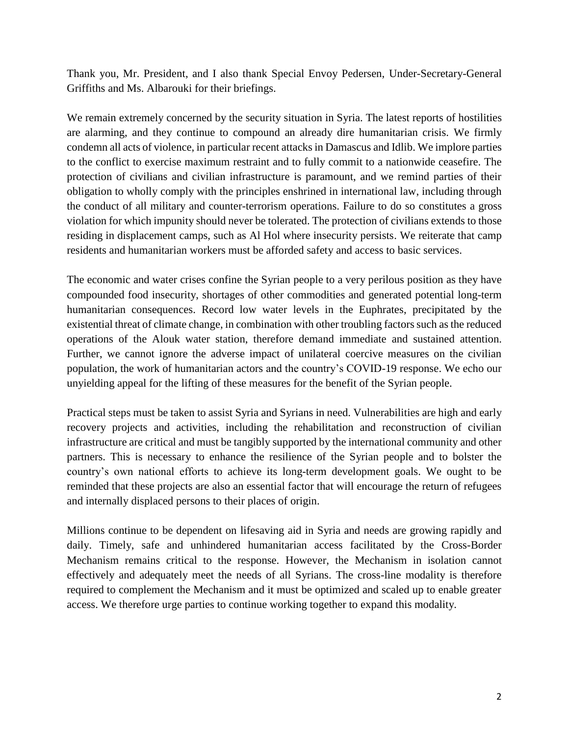Thank you, Mr. President, and I also thank Special Envoy Pedersen, Under-Secretary-General Griffiths and Ms. Albarouki for their briefings.

We remain extremely concerned by the security situation in Syria. The latest reports of hostilities are alarming, and they continue to compound an already dire humanitarian crisis. We firmly condemn all acts of violence, in particular recent attacks in Damascus and Idlib. We implore parties to the conflict to exercise maximum restraint and to fully commit to a nationwide ceasefire. The protection of civilians and civilian infrastructure is paramount, and we remind parties of their obligation to wholly comply with the principles enshrined in international law, including through the conduct of all military and counter-terrorism operations. Failure to do so constitutes a gross violation for which impunity should never be tolerated. The protection of civilians extends to those residing in displacement camps, such as Al Hol where insecurity persists. We reiterate that camp residents and humanitarian workers must be afforded safety and access to basic services.

The economic and water crises confine the Syrian people to a very perilous position as they have compounded food insecurity, shortages of other commodities and generated potential long-term humanitarian consequences. Record low water levels in the Euphrates, precipitated by the existential threat of climate change, in combination with other troubling factors such as the reduced operations of the Alouk water station, therefore demand immediate and sustained attention. Further, we cannot ignore the adverse impact of unilateral coercive measures on the civilian population, the work of humanitarian actors and the country's COVID-19 response. We echo our unyielding appeal for the lifting of these measures for the benefit of the Syrian people.

Practical steps must be taken to assist Syria and Syrians in need. Vulnerabilities are high and early recovery projects and activities, including the rehabilitation and reconstruction of civilian infrastructure are critical and must be tangibly supported by the international community and other partners. This is necessary to enhance the resilience of the Syrian people and to bolster the country's own national efforts to achieve its long-term development goals. We ought to be reminded that these projects are also an essential factor that will encourage the return of refugees and internally displaced persons to their places of origin.

Millions continue to be dependent on lifesaving aid in Syria and needs are growing rapidly and daily. Timely, safe and unhindered humanitarian access facilitated by the Cross-Border Mechanism remains critical to the response. However, the Mechanism in isolation cannot effectively and adequately meet the needs of all Syrians. The cross-line modality is therefore required to complement the Mechanism and it must be optimized and scaled up to enable greater access. We therefore urge parties to continue working together to expand this modality.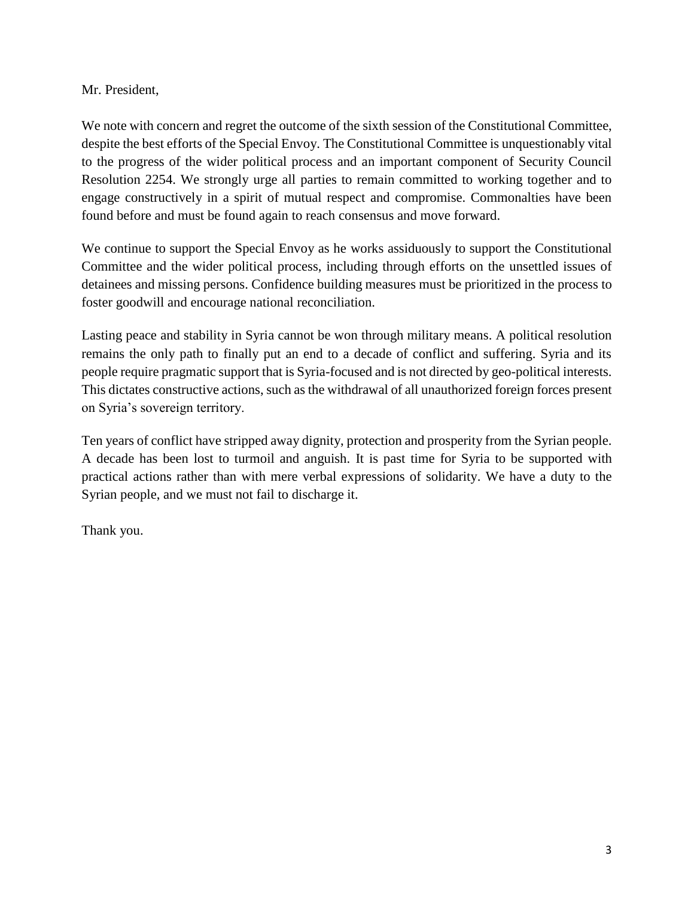Mr. President,

We note with concern and regret the outcome of the sixth session of the Constitutional Committee, despite the best efforts of the Special Envoy. The Constitutional Committee is unquestionably vital to the progress of the wider political process and an important component of Security Council Resolution 2254. We strongly urge all parties to remain committed to working together and to engage constructively in a spirit of mutual respect and compromise. Commonalties have been found before and must be found again to reach consensus and move forward.

We continue to support the Special Envoy as he works assiduously to support the Constitutional Committee and the wider political process, including through efforts on the unsettled issues of detainees and missing persons. Confidence building measures must be prioritized in the process to foster goodwill and encourage national reconciliation.

Lasting peace and stability in Syria cannot be won through military means. A political resolution remains the only path to finally put an end to a decade of conflict and suffering. Syria and its people require pragmatic support that is Syria-focused and is not directed by geo-political interests. This dictates constructive actions, such as the withdrawal of all unauthorized foreign forces present on Syria's sovereign territory.

Ten years of conflict have stripped away dignity, protection and prosperity from the Syrian people. A decade has been lost to turmoil and anguish. It is past time for Syria to be supported with practical actions rather than with mere verbal expressions of solidarity. We have a duty to the Syrian people, and we must not fail to discharge it.

Thank you.